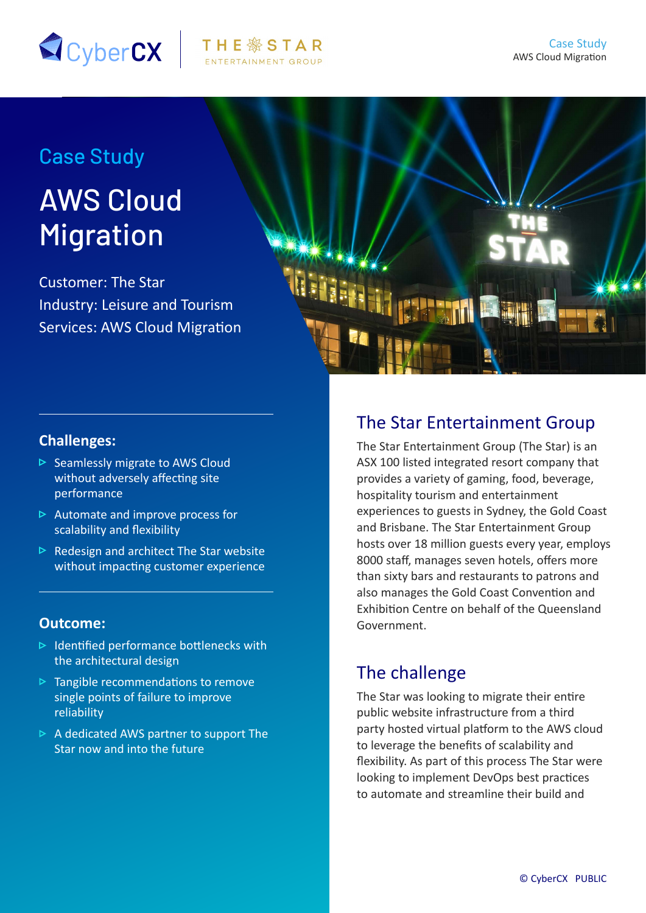# Case Study

# AWS Cloud Migration

Customer: The Star
Industry: Leisure and Tourism
Services: AWS Cloud Migration

### Challenges:

- Seamlessly migrate to AWS Cloud without adversely affecting site performance
- Automate and improve process for scalability and flexibility
- Redesign and architect The Star website without impacting customer experience

### Outcome:

- Identified performance bottlenecks with the architectural design
- Tangible recommendations to remove single points of failure to improve reliability
- A dedicated AWS partner to support The Star now and into the future

## The Star Entertainment Group

The Star Entertainment Group (The Star) is an ASX 100 listed integrated resort company that provides a variety of gaming, food, beverage, hospitality tourism and entertainment experiences to guests in Sydney, the Gold Coast and Brisbane. The Star Entertainment Group hosts over 18 million guests every year, employs 8000 staff, manages seven hotels, offers more than sixty bars and restaurants to patrons and also manages the Gold Coast Convention and Exhibition Centre on behalf of the Queensland Government.

## The challenge

The Star was looking to migrate their entire public website infrastructure from a third party hosted virtual platform to the AWS cloud to leverage the benefits of scalability and flexibility. As part of this process The Star were looking to implement DevOps best practices to automate and streamline their build and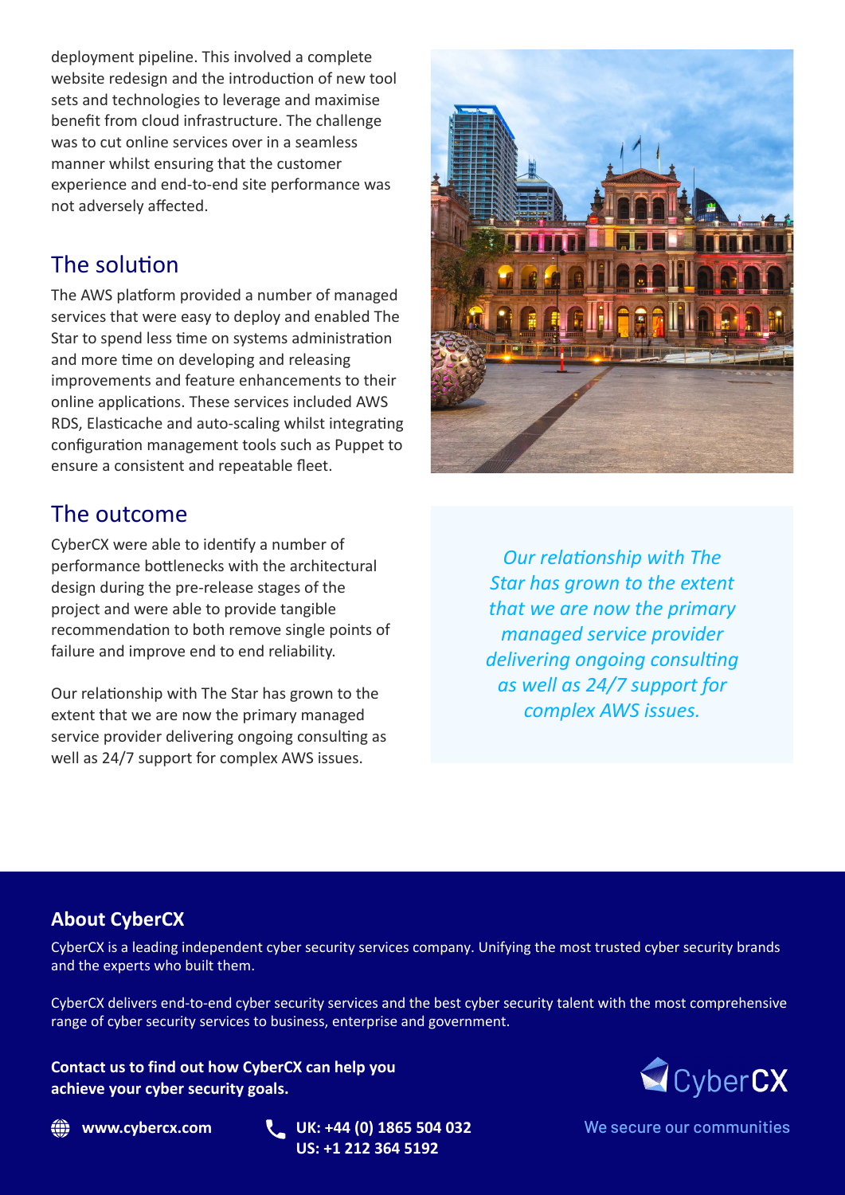deployment pipeline. This involved a complete website redesign and the introduction of new tool sets and technologies to leverage and maximise benefit from cloud infrastructure. The challenge was to cut online services over in a seamless manner whilst ensuring that the customer experience and end-to-end site performance was not adversely affected.

## The solution

The AWS platform provided a number of managed services that were easy to deploy and enabled The Star to spend less time on systems administration and more time on developing and releasing improvements and feature enhancements to their online applications. These services included AWS RDS, Elasticache and auto-scaling whilst integrating configuration management tools such as Puppet to ensure a consistent and repeatable fleet.

## The outcome

CyberCX were able to identify a number of performance bottlenecks with the architectural design during the pre-release stages of the project and were able to provide tangible recommendation to both remove single points of failure and improve end to end reliability.

Our relationship with The Star has grown to the extent that we are now the primary managed service provider delivering ongoing consulting as well as 24/7 support for complex AWS issues.

*Our relationship with The Star has grown to the extent that we are now the primary managed service provider delivering ongoing consulting as well as 24/7 support for complex AWS issues.*

## About CyberCX

CyberCX is a leading independent cyber security services company. Unifying the most trusted cyber security brands and the experts who built them.

CyberCX delivers end-to-end cyber security services and the best cyber security talent with the most comprehensive range of cyber security services to business, enterprise and government.

**Contact us to find out how CyberCX can help you achieve your cyber security goals.**

**www.cybercx.com**

**UK: +44 (0) 1865 504 032**
**US: +1 212 364 5192**

CyberCX

We secure our communities